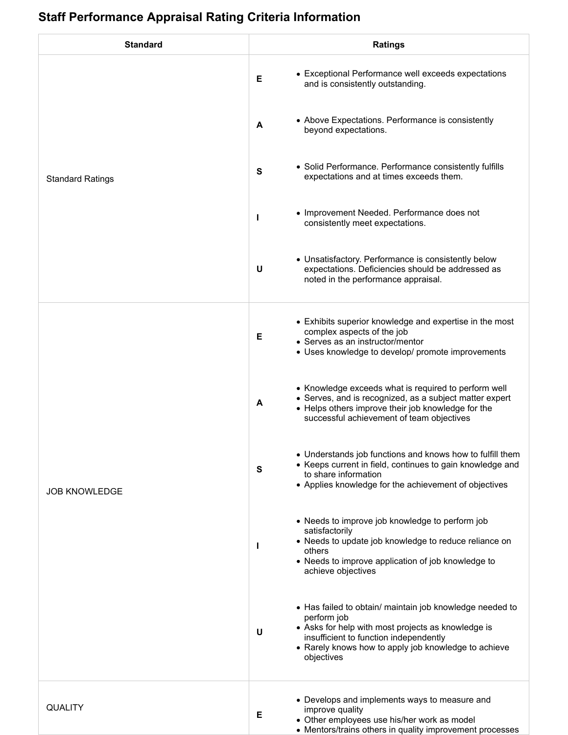## Staff Performance Appraisal Rating Criteria Information

| Standard | | Ratings |
|---|---|---|
| Standard Ratings | E | • Exceptional Performance well exceeds expectations and is consistently outstanding. |
| | A | • Above Expectations. Performance is consistently beyond expectations. |
| | S | • Solid Performance. Performance consistently fulfills expectations and at times exceeds them. |
| | I | • Improvement Needed. Performance does not consistently meet expectations. |
| | U | • Unsatisfactory. Performance is consistently below expectations. Deficiencies should be addressed as noted in the performance appraisal. |
| JOB KNOWLEDGE | E | • Exhibits superior knowledge and expertise in the most complex aspects of the job<br>• Serves as an instructor/mentor<br>• Uses knowledge to develop/ promote improvements |
| | A | • Knowledge exceeds what is required to perform well<br>• Serves, and is recognized, as a subject matter expert<br>• Helps others improve their job knowledge for the successful achievement of team objectives |
| | S | • Understands job functions and knows how to fulfill them<br>• Keeps current in field, continues to gain knowledge and to share information<br>• Applies knowledge for the achievement of objectives |
| | I | • Needs to improve job knowledge to perform job satisfactorily<br>• Needs to update job knowledge to reduce reliance on others<br>• Needs to improve application of job knowledge to achieve objectives |
| | U | • Has failed to obtain/ maintain job knowledge needed to perform job<br>• Asks for help with most projects as knowledge is insufficient to function independently<br>• Rarely knows how to apply job knowledge to achieve objectives |
| QUALITY | E | • Develops and implements ways to measure and improve quality<br>• Other employees use his/her work as model<br>• Mentors/trains others in quality improvement processes |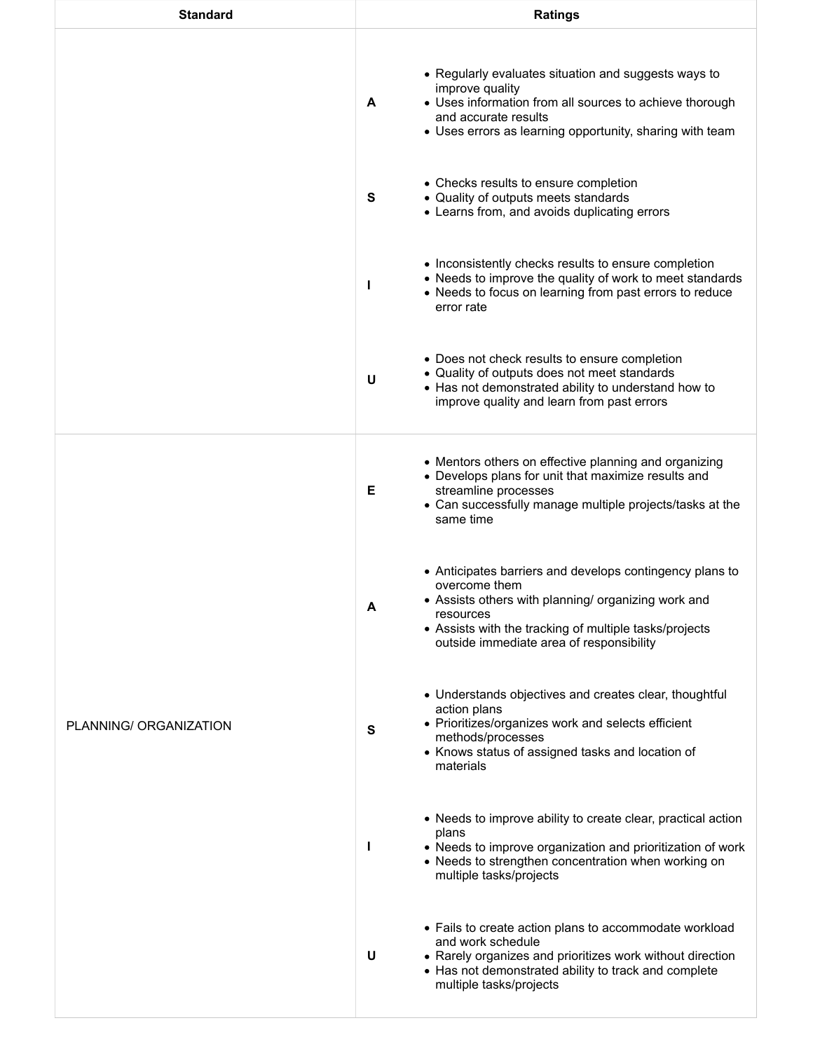| Standard | Ratings | |
|---|---|---|
| | A | • Regularly evaluates situation and suggests ways to improve quality<br>• Uses information from all sources to achieve thorough and accurate results<br>• Uses errors as learning opportunity, sharing with team |
| | S | • Checks results to ensure completion<br>• Quality of outputs meets standards<br>• Learns from, and avoids duplicating errors |
| | I | • Inconsistently checks results to ensure completion<br>• Needs to improve the quality of work to meet standards<br>• Needs to focus on learning from past errors to reduce error rate |
| | U | • Does not check results to ensure completion<br>• Quality of outputs does not meet standards<br>• Has not demonstrated ability to understand how to improve quality and learn from past errors |
| PLANNING/ ORGANIZATION | E | • Mentors others on effective planning and organizing<br>• Develops plans for unit that maximize results and streamline processes<br>• Can successfully manage multiple projects/tasks at the same time |
| | A | • Anticipates barriers and develops contingency plans to overcome them<br>• Assists others with planning/ organizing work and resources<br>• Assists with the tracking of multiple tasks/projects outside immediate area of responsibility |
| | S | • Understands objectives and creates clear, thoughtful action plans<br>• Prioritizes/organizes work and selects efficient methods/processes<br>• Knows status of assigned tasks and location of materials |
| | I | • Needs to improve ability to create clear, practical action plans<br>• Needs to improve organization and prioritization of work<br>• Needs to strengthen concentration when working on multiple tasks/projects |
| | U | • Fails to create action plans to accommodate workload and work schedule<br>• Rarely organizes and prioritizes work without direction<br>• Has not demonstrated ability to track and complete multiple tasks/projects |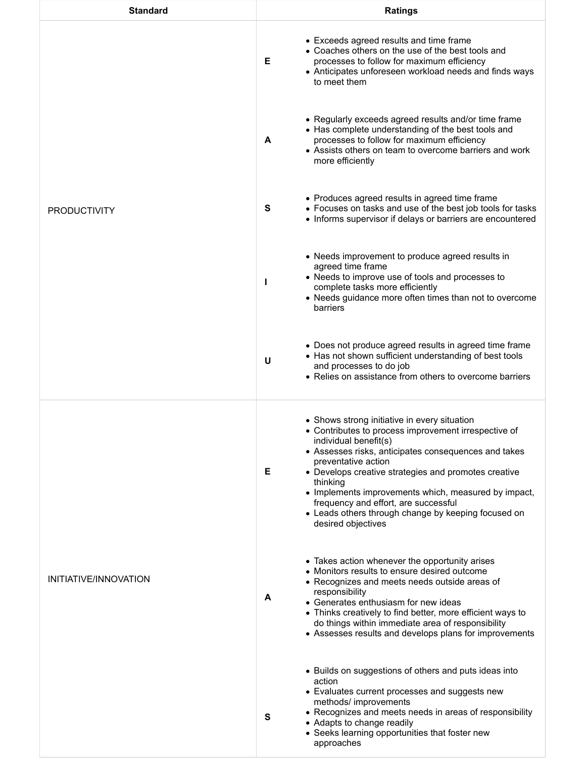| Standard | | Ratings |
|---|---|---|
| PRODUCTIVITY | **E** | • Exceeds agreed results and time frame<br>• Coaches others on the use of the best tools and processes to follow for maximum efficiency<br>• Anticipates unforeseen workload needs and finds ways to meet them |
| | **A** | • Regularly exceeds agreed results and/or time frame<br>• Has complete understanding of the best tools and processes to follow for maximum efficiency<br>• Assists others on team to overcome barriers and work more efficiently |
| | **S** | • Produces agreed results in agreed time frame<br>• Focuses on tasks and use of the best job tools for tasks<br>• Informs supervisor if delays or barriers are encountered |
| | **I** | • Needs improvement to produce agreed results in agreed time frame<br>• Needs to improve use of tools and processes to complete tasks more efficiently<br>• Needs guidance more often times than not to overcome barriers |
| | **U** | • Does not produce agreed results in agreed time frame<br>• Has not shown sufficient understanding of best tools and processes to do job<br>• Relies on assistance from others to overcome barriers |
| INITIATIVE/INNOVATION | **E** | • Shows strong initiative in every situation<br>• Contributes to process improvement irrespective of individual benefit(s)<br>• Assesses risks, anticipates consequences and takes preventative action<br>• Develops creative strategies and promotes creative thinking<br>• Implements improvements which, measured by impact, frequency and effort, are successful<br>• Leads others through change by keeping focused on desired objectives |
| | **A** | • Takes action whenever the opportunity arises<br>• Monitors results to ensure desired outcome<br>• Recognizes and meets needs outside areas of responsibility<br>• Generates enthusiasm for new ideas<br>• Thinks creatively to find better, more efficient ways to do things within immediate area of responsibility<br>• Assesses results and develops plans for improvements |
| | **S** | • Builds on suggestions of others and puts ideas into action<br>• Evaluates current processes and suggests new methods/ improvements<br>• Recognizes and meets needs in areas of responsibility<br>• Adapts to change readily<br>• Seeks learning opportunities that foster new approaches |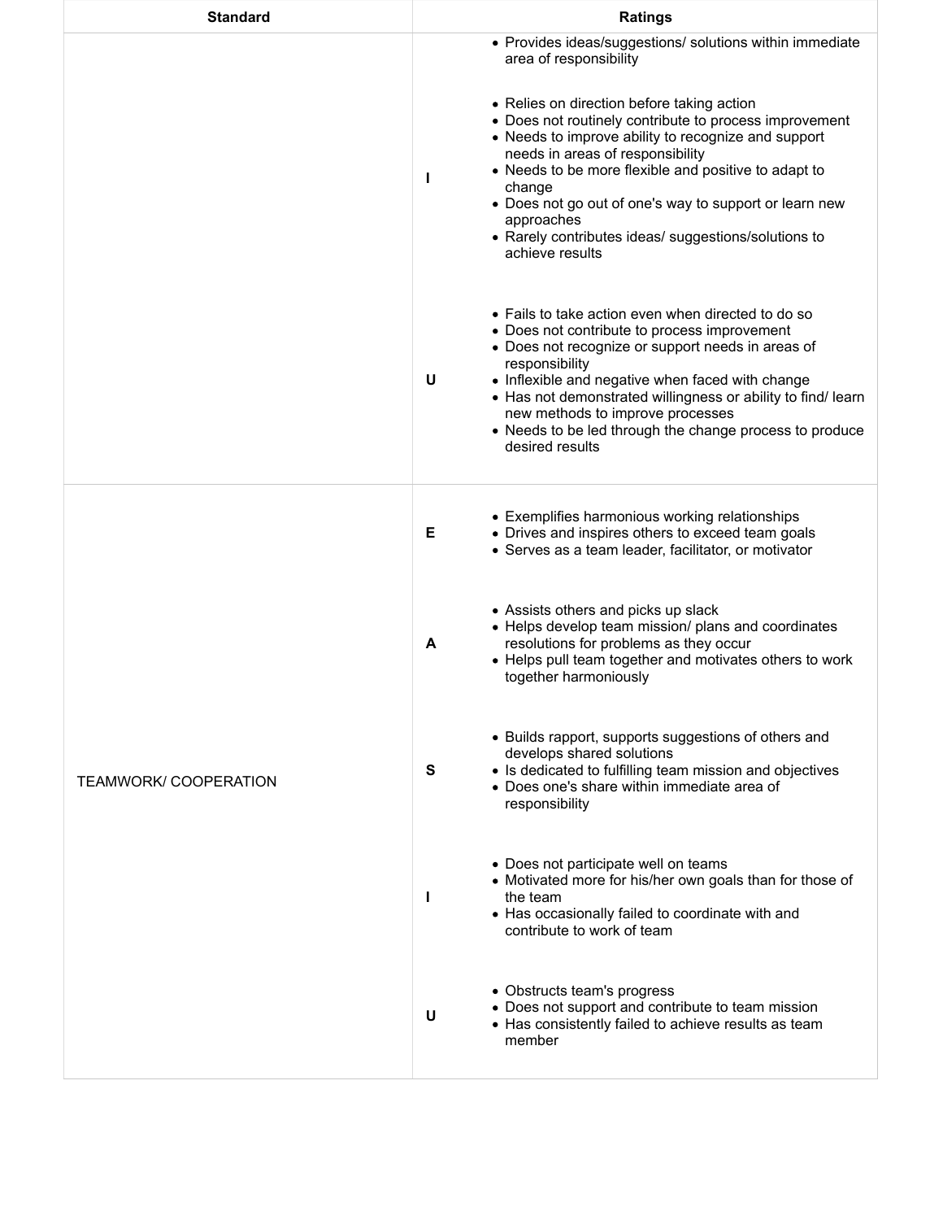| Standard | | Ratings |
|---|---|---|
| | | • Provides ideas/suggestions/ solutions within immediate area of responsibility |
| | I | • Relies on direction before taking action<br>• Does not routinely contribute to process improvement<br>• Needs to improve ability to recognize and support needs in areas of responsibility<br>• Needs to be more flexible and positive to adapt to change<br>• Does not go out of one's way to support or learn new approaches<br>• Rarely contributes ideas/ suggestions/solutions to achieve results |
| | U | • Fails to take action even when directed to do so<br>• Does not contribute to process improvement<br>• Does not recognize or support needs in areas of responsibility<br>• Inflexible and negative when faced with change<br>• Has not demonstrated willingness or ability to find/ learn new methods to improve processes<br>• Needs to be led through the change process to produce desired results |
| TEAMWORK/ COOPERATION | E | • Exemplifies harmonious working relationships<br>• Drives and inspires others to exceed team goals<br>• Serves as a team leader, facilitator, or motivator |
| | A | • Assists others and picks up slack<br>• Helps develop team mission/ plans and coordinates resolutions for problems as they occur<br>• Helps pull team together and motivates others to work together harmoniously |
| | S | • Builds rapport, supports suggestions of others and develops shared solutions<br>• Is dedicated to fulfilling team mission and objectives<br>• Does one's share within immediate area of responsibility |
| | I | • Does not participate well on teams<br>• Motivated more for his/her own goals than for those of the team<br>• Has occasionally failed to coordinate with and contribute to work of team |
| | U | • Obstructs team's progress<br>• Does not support and contribute to team mission<br>• Has consistently failed to achieve results as team member |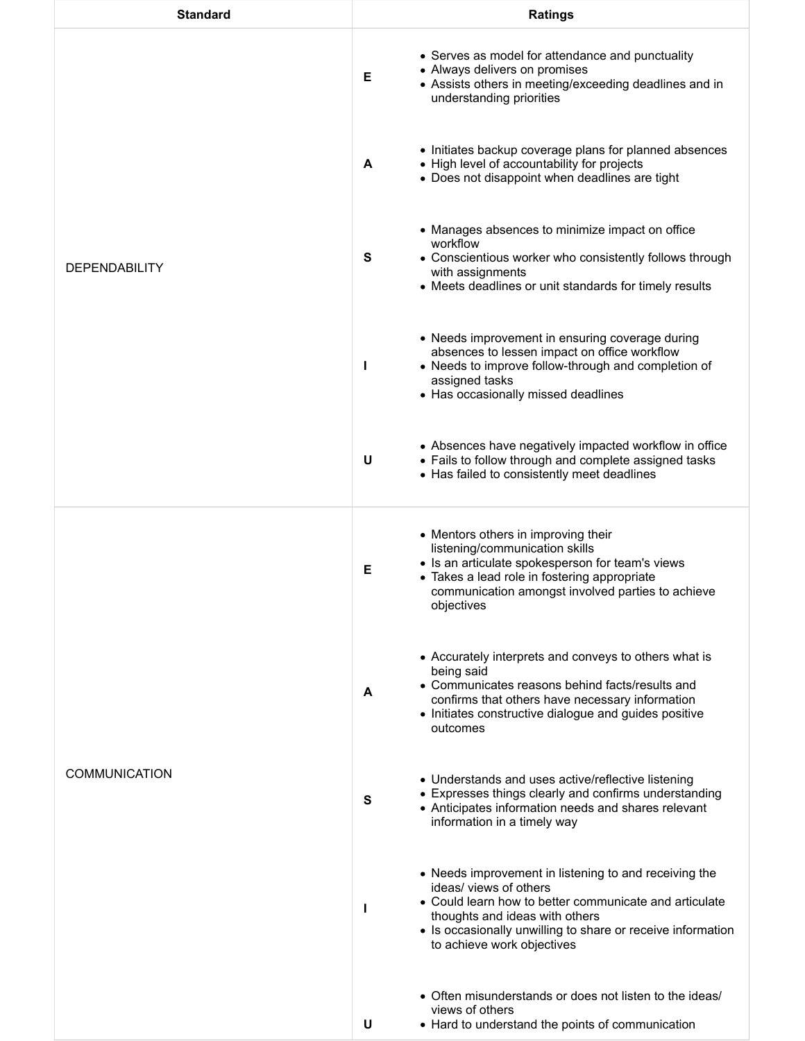| Standard | Ratings | |
|---|---|---|
| DEPENDABILITY | **E** | • Serves as model for attendance and punctuality<br>• Always delivers on promises<br>• Assists others in meeting/exceeding deadlines and in understanding priorities |
| | **A** | • Initiates backup coverage plans for planned absences<br>• High level of accountability for projects<br>• Does not disappoint when deadlines are tight |
| | **S** | • Manages absences to minimize impact on office workflow<br>• Conscientious worker who consistently follows through with assignments<br>• Meets deadlines or unit standards for timely results |
| | **I** | • Needs improvement in ensuring coverage during absences to lessen impact on office workflow<br>• Needs to improve follow-through and completion of assigned tasks<br>• Has occasionally missed deadlines |
| | **U** | • Absences have negatively impacted workflow in office<br>• Fails to follow through and complete assigned tasks<br>• Has failed to consistently meet deadlines |
| COMMUNICATION | **E** | • Mentors others in improving their listening/communication skills<br>• Is an articulate spokesperson for team's views<br>• Takes a lead role in fostering appropriate communication amongst involved parties to achieve objectives |
| | **A** | • Accurately interprets and conveys to others what is being said<br>• Communicates reasons behind facts/results and confirms that others have necessary information<br>• Initiates constructive dialogue and guides positive outcomes |
| | **S** | • Understands and uses active/reflective listening<br>• Expresses things clearly and confirms understanding<br>• Anticipates information needs and shares relevant information in a timely way |
| | **I** | • Needs improvement in listening to and receiving the ideas/ views of others<br>• Could learn how to better communicate and articulate thoughts and ideas with others<br>• Is occasionally unwilling to share or receive information to achieve work objectives |
| | **U** | • Often misunderstands or does not listen to the ideas/ views of others<br>• Hard to understand the points of communication |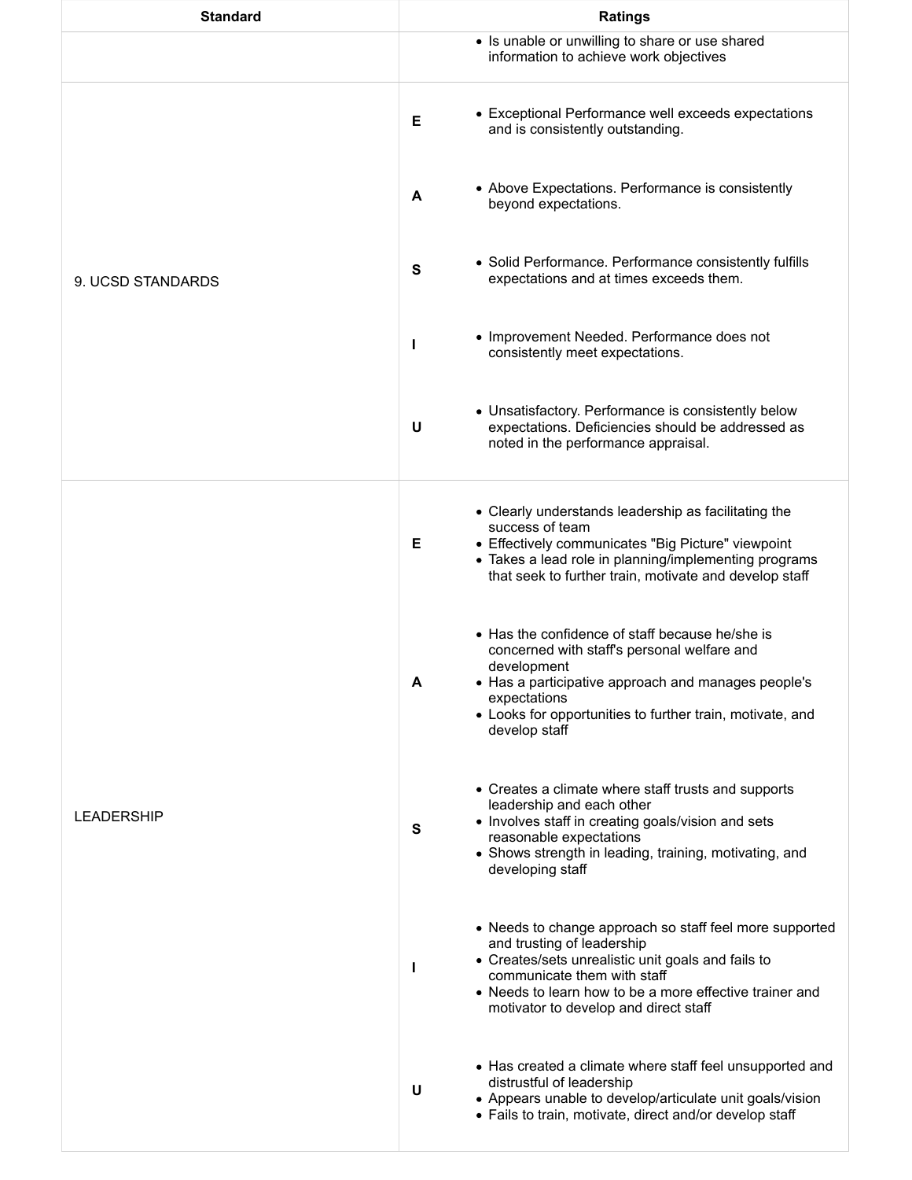| Standard | | Ratings |
| --- | --- | --- |
| | | • Is unable or unwilling to share or use shared information to achieve work objectives |
| 9. UCSD STANDARDS | **E** | • Exceptional Performance well exceeds expectations and is consistently outstanding. |
| | **A** | • Above Expectations. Performance is consistently beyond expectations. |
| | **S** | • Solid Performance. Performance consistently fulfills expectations and at times exceeds them. |
| | **I** | • Improvement Needed. Performance does not consistently meet expectations. |
| | **U** | • Unsatisfactory. Performance is consistently below expectations. Deficiencies should be addressed as noted in the performance appraisal. |
| LEADERSHIP | **E** | • Clearly understands leadership as facilitating the success of team<br>• Effectively communicates "Big Picture" viewpoint<br>• Takes a lead role in planning/implementing programs that seek to further train, motivate and develop staff |
| | **A** | • Has the confidence of staff because he/she is concerned with staff's personal welfare and development<br>• Has a participative approach and manages people's expectations<br>• Looks for opportunities to further train, motivate, and develop staff |
| | **S** | • Creates a climate where staff trusts and supports leadership and each other<br>• Involves staff in creating goals/vision and sets reasonable expectations<br>• Shows strength in leading, training, motivating, and developing staff |
| | **I** | • Needs to change approach so staff feel more supported and trusting of leadership<br>• Creates/sets unrealistic unit goals and fails to communicate them with staff<br>• Needs to learn how to be a more effective trainer and motivator to develop and direct staff |
| | **U** | • Has created a climate where staff feel unsupported and distrustful of leadership<br>• Appears unable to develop/articulate unit goals/vision<br>• Fails to train, motivate, direct and/or develop staff |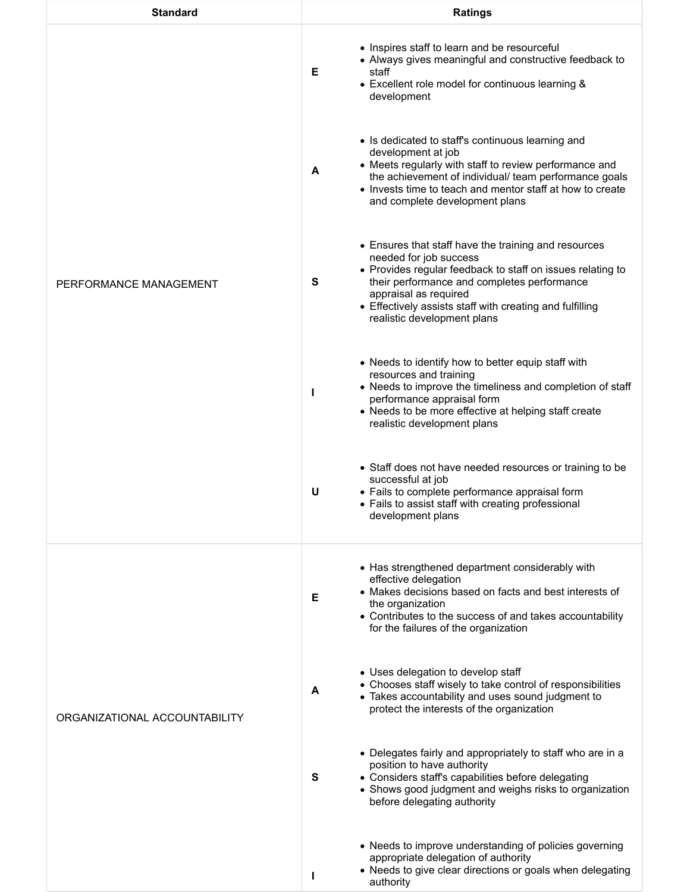| Standard | | Ratings |
| --- | --- | --- |
| PERFORMANCE MANAGEMENT | **E** | • Inspires staff to learn and be resourceful<br>• Always gives meaningful and constructive feedback to staff<br>• Excellent role model for continuous learning & development |
| | **A** | • Is dedicated to staff's continuous learning and development at job<br>• Meets regularly with staff to review performance and the achievement of individual/ team performance goals<br>• Invests time to teach and mentor staff at how to create and complete development plans |
| | **S** | • Ensures that staff have the training and resources needed for job success<br>• Provides regular feedback to staff on issues relating to their performance and completes performance appraisal as required<br>• Effectively assists staff with creating and fulfilling realistic development plans |
| | **I** | • Needs to identify how to better equip staff with resources and training<br>• Needs to improve the timeliness and completion of staff performance appraisal form<br>• Needs to be more effective at helping staff create realistic development plans |
| | **U** | • Staff does not have needed resources or training to be successful at job<br>• Fails to complete performance appraisal form<br>• Fails to assist staff with creating professional development plans |
| ORGANIZATIONAL ACCOUNTABILITY | **E** | • Has strengthened department considerably with effective delegation<br>• Makes decisions based on facts and best interests of the organization<br>• Contributes to the success of and takes accountability for the failures of the organization |
| | **A** | • Uses delegation to develop staff<br>• Chooses staff wisely to take control of responsibilities<br>• Takes accountability and uses sound judgment to protect the interests of the organization |
| | **S** | • Delegates fairly and appropriately to staff who are in a position to have authority<br>• Considers staff's capabilities before delegating<br>• Shows good judgment and weighs risks to organization before delegating authority |
| | **I** | • Needs to improve understanding of policies governing appropriate delegation of authority<br>• Needs to give clear directions or goals when delegating authority |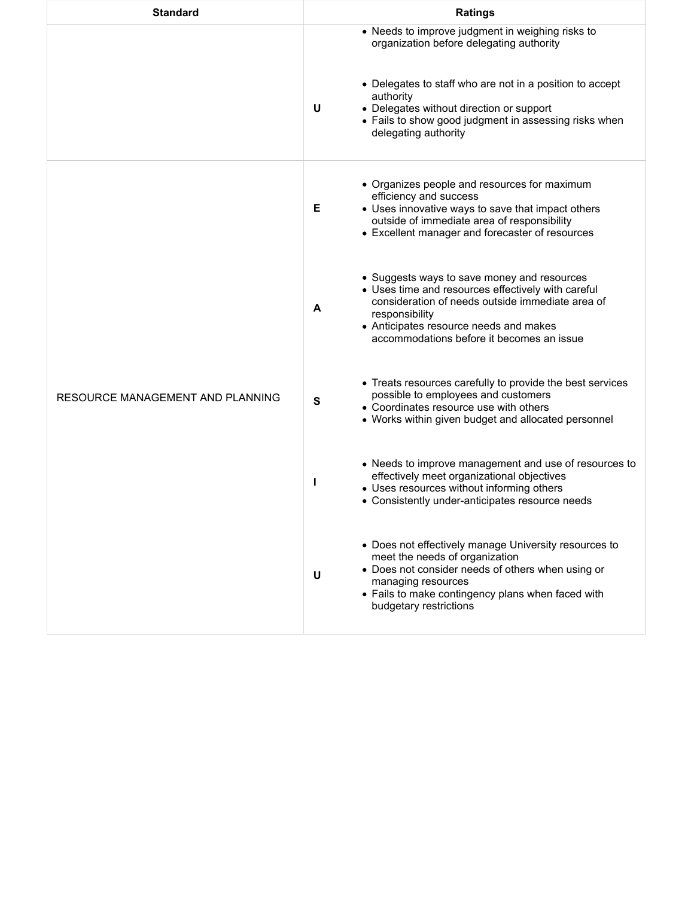| Standard | Ratings | |
|---|---|---|
| | | • Needs to improve judgment in weighing risks to organization before delegating authority |
| | U | • Delegates to staff who are not in a position to accept authority<br>• Delegates without direction or support<br>• Fails to show good judgment in assessing risks when delegating authority |
| RESOURCE MANAGEMENT AND PLANNING | E | • Organizes people and resources for maximum efficiency and success<br>• Uses innovative ways to save that impact others outside of immediate area of responsibility<br>• Excellent manager and forecaster of resources |
| | A | • Suggests ways to save money and resources<br>• Uses time and resources effectively with careful consideration of needs outside immediate area of responsibility<br>• Anticipates resource needs and makes accommodations before it becomes an issue |
| | S | • Treats resources carefully to provide the best services possible to employees and customers<br>• Coordinates resource use with others<br>• Works within given budget and allocated personnel |
| | I | • Needs to improve management and use of resources to effectively meet organizational objectives<br>• Uses resources without informing others<br>• Consistently under-anticipates resource needs |
| | U | • Does not effectively manage University resources to meet the needs of organization<br>• Does not consider needs of others when using or managing resources<br>• Fails to make contingency plans when faced with budgetary restrictions |